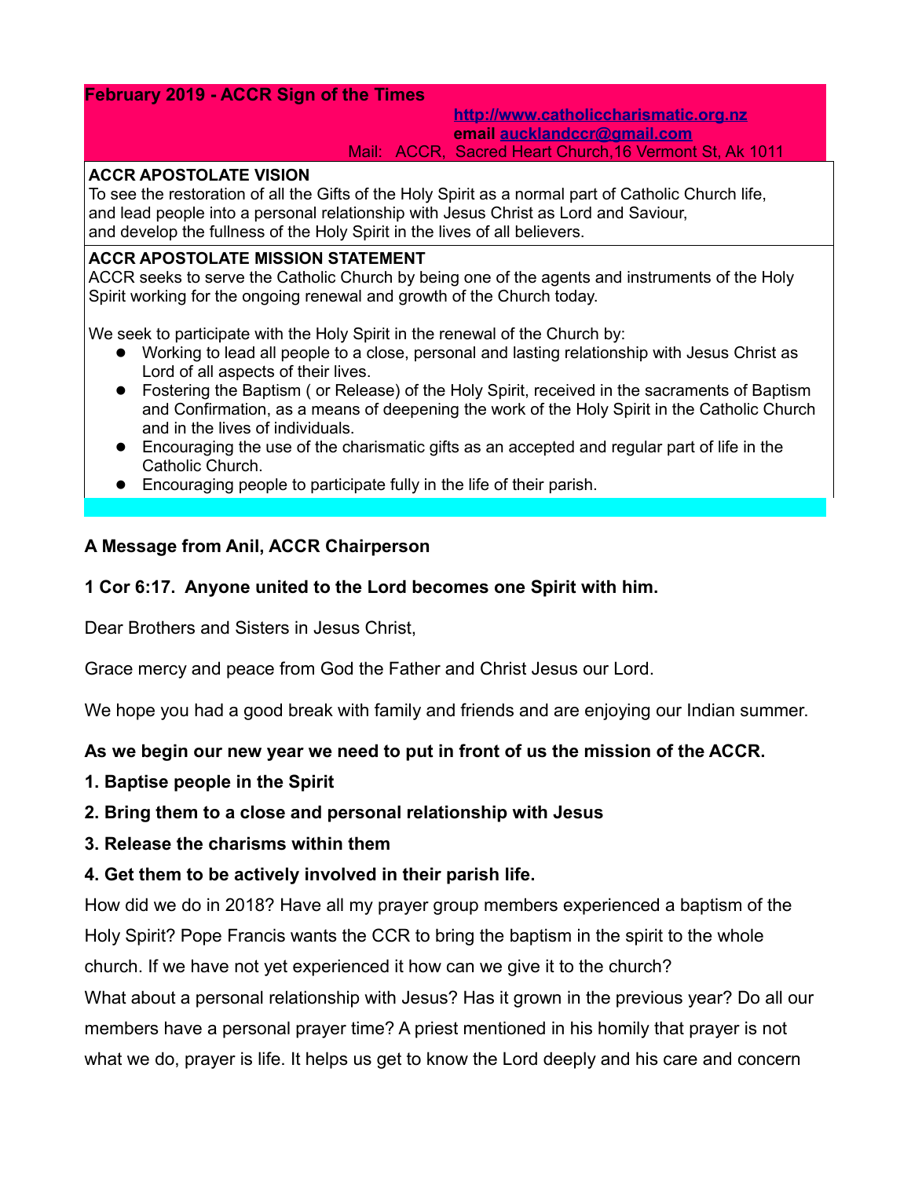**February 2019 - ACCR Sign of the Times**

**http://www.catholiccharismatic.org.nz**
**email aucklandccr@gmail.com**
Mail: ACCR, Sacred Heart Church,16 Vermont St, Ak 1011

**ACCR APOSTOLATE VISION**
To see the restoration of all the Gifts of the Holy Spirit as a normal part of Catholic Church life, and lead people into a personal relationship with Jesus Christ as Lord and Saviour, and develop the fullness of the Holy Spirit in the lives of all believers.

**ACCR APOSTOLATE MISSION STATEMENT**
ACCR seeks to serve the Catholic Church by being one of the agents and instruments of the Holy Spirit working for the ongoing renewal and growth of the Church today.

We seek to participate with the Holy Spirit in the renewal of the Church by:

- Working to lead all people to a close, personal and lasting relationship with Jesus Christ as Lord of all aspects of their lives.
- Fostering the Baptism ( or Release) of the Holy Spirit, received in the sacraments of Baptism and Confirmation, as a means of deepening the work of the Holy Spirit in the Catholic Church and in the lives of individuals.
- Encouraging the use of the charismatic gifts as an accepted and regular part of life in the Catholic Church.
- Encouraging people to participate fully in the life of their parish.

**A Message from Anil, ACCR Chairperson**

**1 Cor 6:17. Anyone united to the Lord becomes one Spirit with him.**

Dear Brothers and Sisters in Jesus Christ,

Grace mercy and peace from God the Father and Christ Jesus our Lord.

We hope you had a good break with family and friends and are enjoying our Indian summer.

**As we begin our new year we need to put in front of us the mission of the ACCR.**

**1. Baptise people in the Spirit**

**2. Bring them to a close and personal relationship with Jesus**

**3. Release the charisms within them**

**4. Get them to be actively involved in their parish life.**

How did we do in 2018? Have all my prayer group members experienced a baptism of the Holy Spirit? Pope Francis wants the CCR to bring the baptism in the spirit to the whole church. If we have not yet experienced it how can we give it to the church?

What about a personal relationship with Jesus? Has it grown in the previous year? Do all our members have a personal prayer time? A priest mentioned in his homily that prayer is not what we do, prayer is life. It helps us get to know the Lord deeply and his care and concern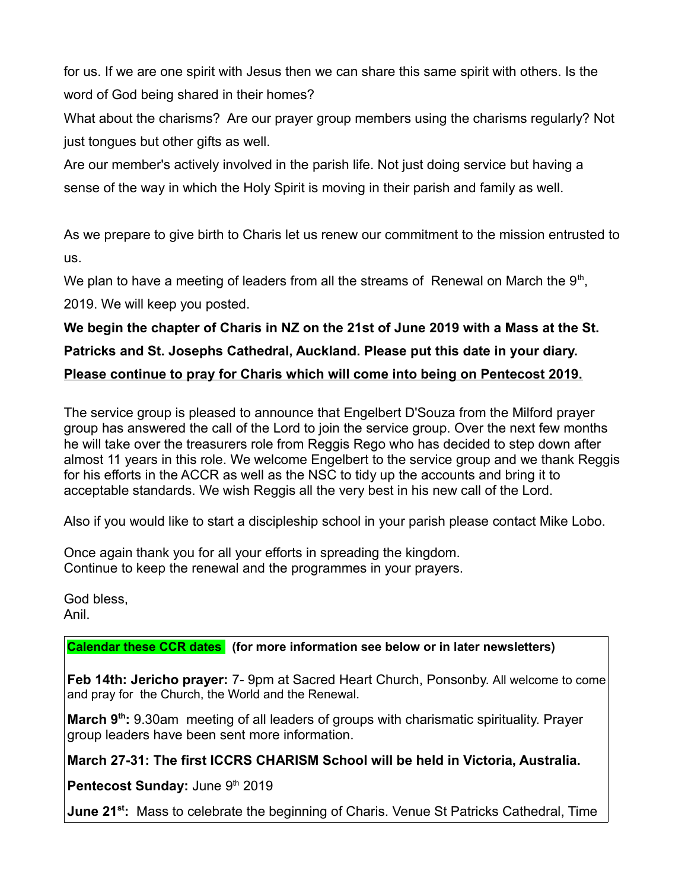for us. If we are one spirit with Jesus then we can share this same spirit with others. Is the word of God being shared in their homes?

What about the charisms? Are our prayer group members using the charisms regularly? Not just tongues but other gifts as well.

Are our member's actively involved in the parish life. Not just doing service but having a sense of the way in which the Holy Spirit is moving in their parish and family as well.

As we prepare to give birth to Charis let us renew our commitment to the mission entrusted to us.

We plan to have a meeting of leaders from all the streams of Renewal on March the 9th, 2019. We will keep you posted.

**We begin the chapter of Charis in NZ on the 21st of June 2019 with a Mass at the St. Patricks and St. Josephs Cathedral, Auckland. Please put this date in your diary.**

**<u>Please continue to pray for Charis which will come into being on Pentecost 2019.</u>**

The service group is pleased to announce that Engelbert D'Souza from the Milford prayer group has answered the call of the Lord to join the service group. Over the next few months he will take over the treasurers role from Reggis Rego who has decided to step down after almost 11 years in this role. We welcome Engelbert to the service group and we thank Reggis for his efforts in the ACCR as well as the NSC to tidy up the accounts and bring it to acceptable standards. We wish Reggis all the very best in his new call of the Lord.

Also if you would like to start a discipleship school in your parish please contact Mike Lobo.

Once again thank you for all your efforts in spreading the kingdom.
Continue to keep the renewal and the programmes in your prayers.

God bless,
Anil.

**Calendar these CCR dates** **(for more information see below or in later newsletters)**

**Feb 14th: Jericho prayer:** 7- 9pm at Sacred Heart Church, Ponsonby. All welcome to come and pray for the Church, the World and the Renewal.

**March 9th:** 9.30am meeting of all leaders of groups with charismatic spirituality. Prayer group leaders have been sent more information.

**March 27-31: The first ICCRS CHARISM School will be held in Victoria, Australia.**

**Pentecost Sunday:** June 9th 2019

**June 21st:** Mass to celebrate the beginning of Charis. Venue St Patricks Cathedral, Time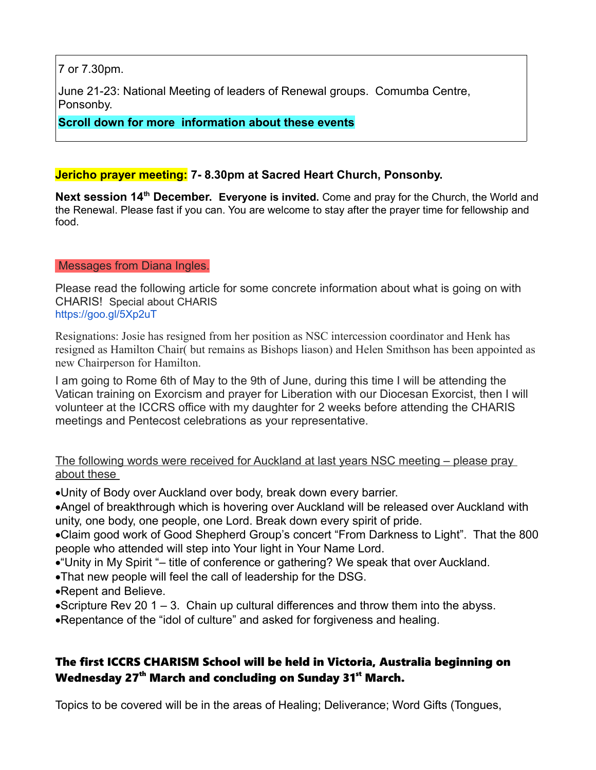7 or 7.30pm.

June 21-23: National Meeting of leaders of Renewal groups. Comumba Centre, Ponsonby.

**Scroll down for more information about these events**

**Jericho prayer meeting: 7- 8.30pm at Sacred Heart Church, Ponsonby.**

**Next session 14th December. Everyone is invited.** Come and pray for the Church, the World and the Renewal. Please fast if you can. You are welcome to stay after the prayer time for fellowship and food.

Messages from Diana Ingles.

Please read the following article for some concrete information about what is going on with CHARIS! Special about CHARIS
https://goo.gl/5Xp2uT

Resignations: Josie has resigned from her position as NSC intercession coordinator and Henk has resigned as Hamilton Chair( but remains as Bishops liason) and Helen Smithson has been appointed as new Chairperson for Hamilton.

I am going to Rome 6th of May to the 9th of June, during this time I will be attending the Vatican training on Exorcism and prayer for Liberation with our Diocesan Exorcist, then I will volunteer at the ICCRS office with my daughter for 2 weeks before attending the CHARIS meetings and Pentecost celebrations as your representative.

The following words were received for Auckland at last years NSC meeting – please pray about these

- Unity of Body over Auckland over body, break down every barrier.
- Angel of breakthrough which is hovering over Auckland will be released over Auckland with unity, one body, one people, one Lord. Break down every spirit of pride.
- Claim good work of Good Shepherd Group's concert "From Darkness to Light". That the 800 people who attended will step into Your light in Your Name Lord.
- "Unity in My Spirit "– title of conference or gathering? We speak that over Auckland.
- That new people will feel the call of leadership for the DSG.
- Repent and Believe.
- Scripture Rev 20 1 – 3. Chain up cultural differences and throw them into the abyss.
- Repentance of the "idol of culture" and asked for forgiveness and healing.

**The first ICCRS CHARISM School will be held in Victoria, Australia beginning on Wednesday 27th March and concluding on Sunday 31st March.**

Topics to be covered will be in the areas of Healing; Deliverance; Word Gifts (Tongues,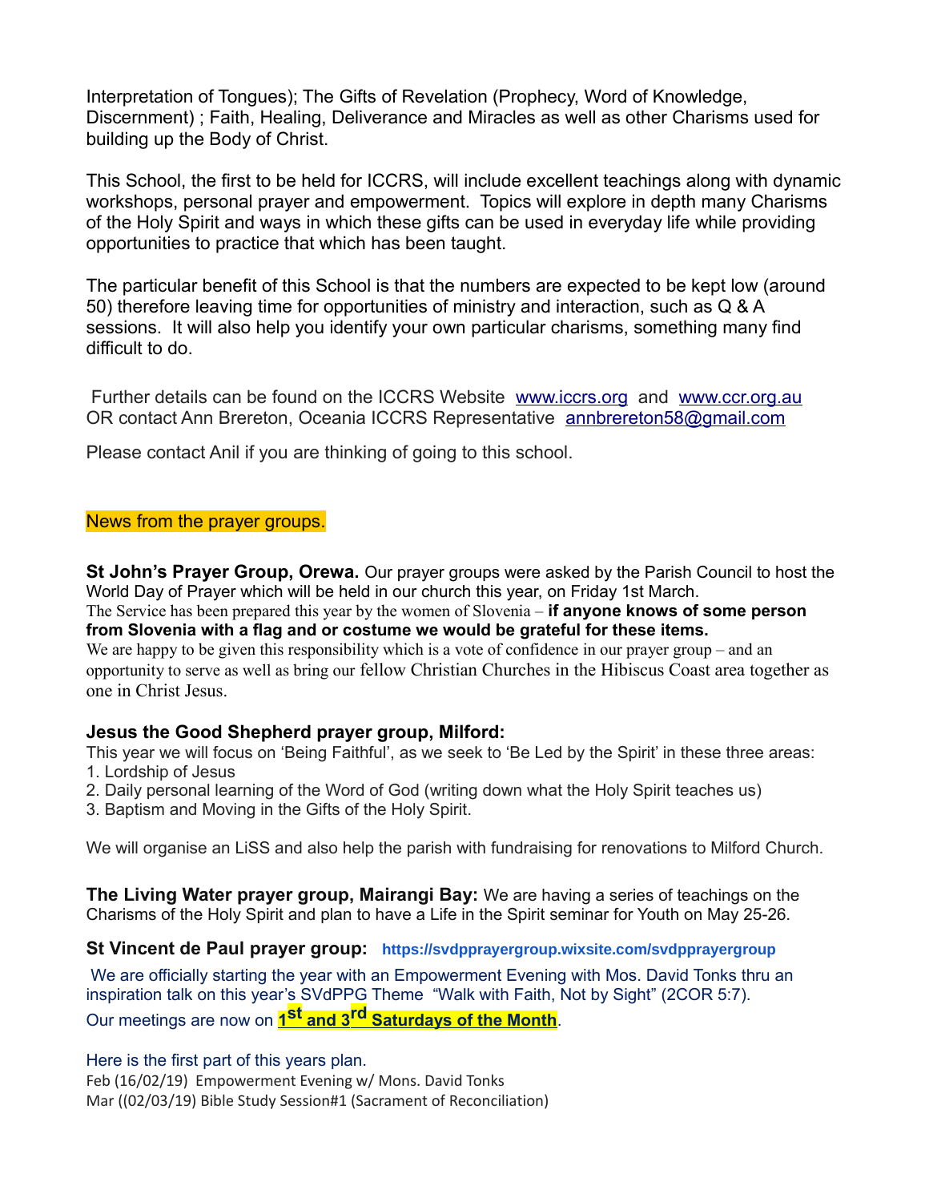Interpretation of Tongues); The Gifts of Revelation (Prophecy, Word of Knowledge, Discernment) ; Faith, Healing, Deliverance and Miracles as well as other Charisms used for building up the Body of Christ.

This School, the first to be held for ICCRS, will include excellent teachings along with dynamic workshops, personal prayer and empowerment. Topics will explore in depth many Charisms of the Holy Spirit and ways in which these gifts can be used in everyday life while providing opportunities to practice that which has been taught.

The particular benefit of this School is that the numbers are expected to be kept low (around 50) therefore leaving time for opportunities of ministry and interaction, such as Q & A sessions. It will also help you identify your own particular charisms, something many find difficult to do.

Further details can be found on the ICCRS Website www.iccrs.org and www.ccr.org.au OR contact Ann Brereton, Oceania ICCRS Representative annbrereton58@gmail.com

Please contact Anil if you are thinking of going to this school.

## News from the prayer groups.

**St John's Prayer Group, Orewa.** Our prayer groups were asked by the Parish Council to host the World Day of Prayer which will be held in our church this year, on Friday 1st March.
The Service has been prepared this year by the women of Slovenia – **if anyone knows of some person from Slovenia with a flag and or costume we would be grateful for these items.**
We are happy to be given this responsibility which is a vote of confidence in our prayer group – and an opportunity to serve as well as bring our fellow Christian Churches in the Hibiscus Coast area together as one in Christ Jesus.

**Jesus the Good Shepherd prayer group, Milford:**
This year we will focus on 'Being Faithful', as we seek to 'Be Led by the Spirit' in these three areas:
1. Lordship of Jesus
2. Daily personal learning of the Word of God (writing down what the Holy Spirit teaches us)
3. Baptism and Moving in the Gifts of the Holy Spirit.

We will organise an LiSS and also help the parish with fundraising for renovations to Milford Church.

**The Living Water prayer group, Mairangi Bay:** We are having a series of teachings on the Charisms of the Holy Spirit and plan to have a Life in the Spirit seminar for Youth on May 25-26.

**St Vincent de Paul prayer group:** **https://svdpprayergroup.wixsite.com/svdpprayergroup**

We are officially starting the year with an Empowerment Evening with Mos. David Tonks thru an inspiration talk on this year's SVdPPG Theme "Walk with Faith, Not by Sight" (2COR 5:7).
Our meetings are now on **1st and 3rd Saturdays of the Month**.

Here is the first part of this years plan.
Feb (16/02/19) Empowerment Evening w/ Mons. David Tonks
Mar ((02/03/19) Bible Study Session#1 (Sacrament of Reconciliation)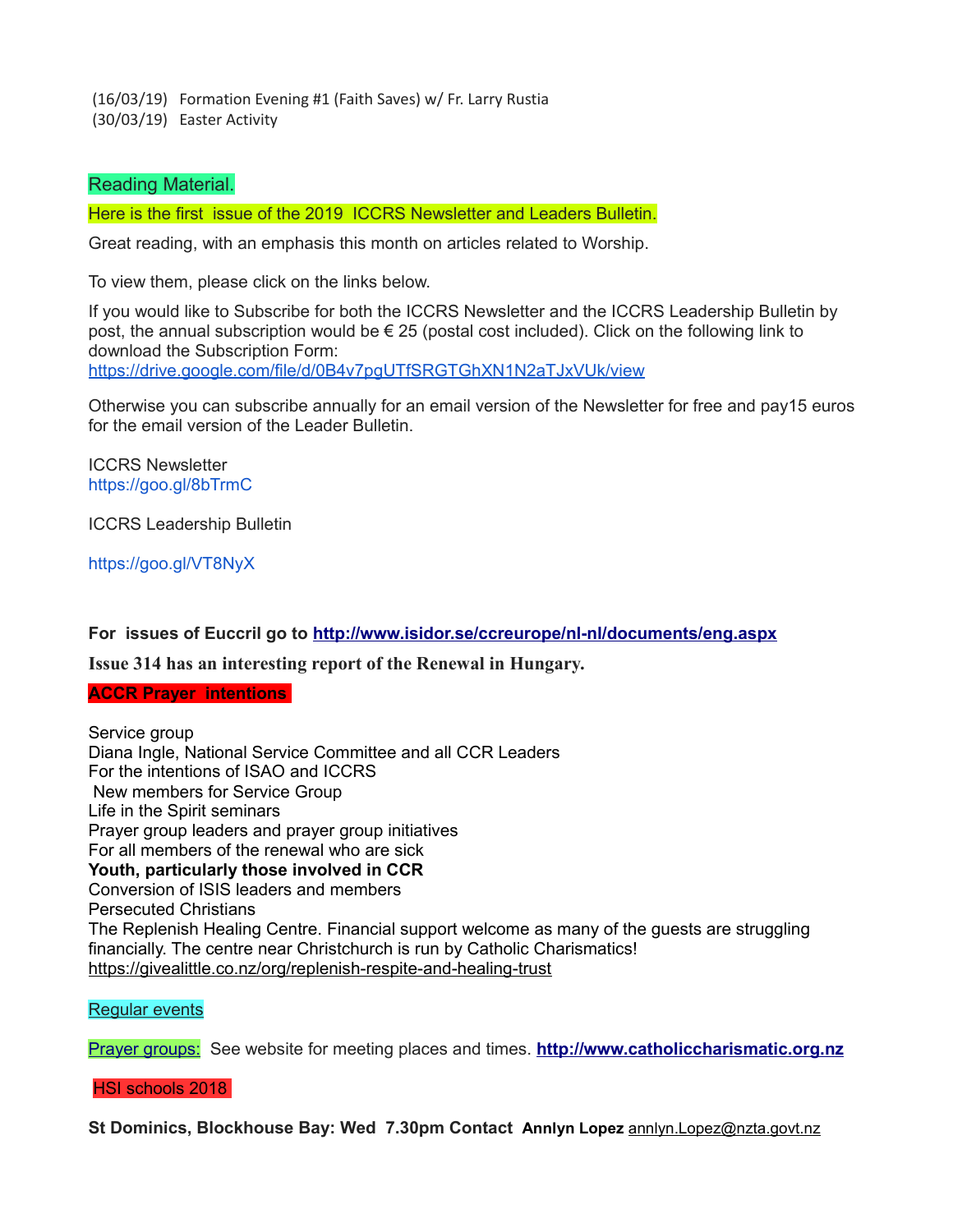(16/03/19) Formation Evening #1 (Faith Saves) w/ Fr. Larry Rustia
(30/03/19) Easter Activity

## Reading Material.

**Here is the first issue of the 2019 ICCRS Newsletter and Leaders Bulletin.**

Great reading, with an emphasis this month on articles related to Worship.

To view them, please click on the links below.

If you would like to Subscribe for both the ICCRS Newsletter and the ICCRS Leadership Bulletin by post, the annual subscription would be € 25 (postal cost included). Click on the following link to download the Subscription Form:
https://drive.google.com/file/d/0B4v7pgUTfSRGTGhXN1N2aTJxVUk/view

Otherwise you can subscribe annually for an email version of the Newsletter for free and pay15 euros for the email version of the Leader Bulletin.

ICCRS Newsletter
https://goo.gl/8bTrmC

ICCRS Leadership Bulletin

https://goo.gl/VT8NyX

**For issues of Euccril go to http://www.isidor.se/ccreurope/nl-nl/documents/eng.aspx**

**Issue 314 has an interesting report of the Renewal in Hungary.**

## ACCR Prayer intentions

Service group
Diana Ingle, National Service Committee and all CCR Leaders
For the intentions of ISAO and ICCRS
New members for Service Group
Life in the Spirit seminars
Prayer group leaders and prayer group initiatives
For all members of the renewal who are sick
**Youth, particularly those involved in CCR**
Conversion of ISIS leaders and members
Persecuted Christians
The Replenish Healing Centre. Financial support welcome as many of the guests are struggling financially. The centre near Christchurch is run by Catholic Charismatics!
https://givealittle.co.nz/org/replenish-respite-and-healing-trust

## Regular events

Prayer groups: See website for meeting places and times. **http://www.catholiccharismatic.org.nz**

## HSI schools 2018

**St Dominics, Blockhouse Bay: Wed 7.30pm Contact Annlyn Lopez** annlyn.Lopez@nzta.govt.nz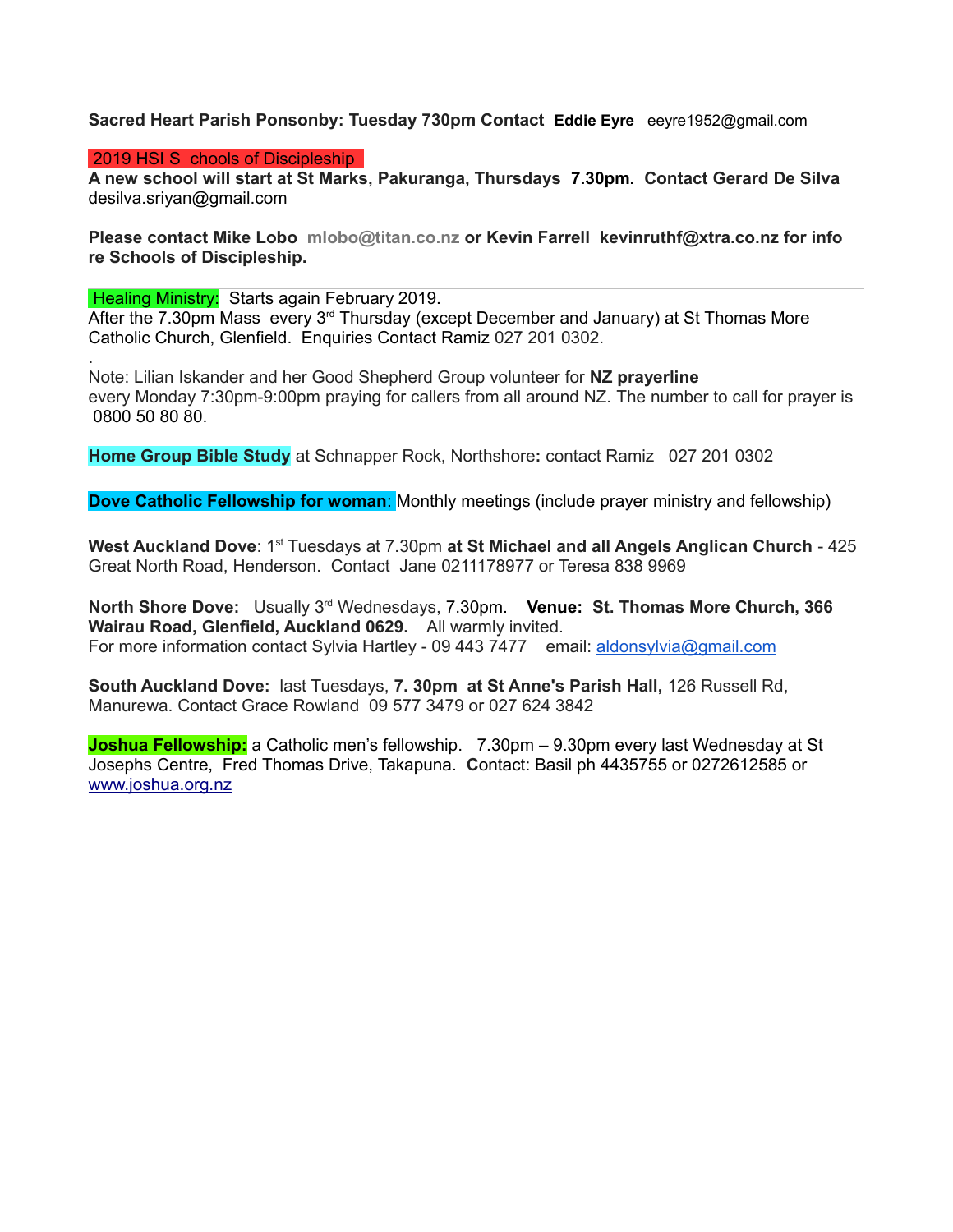**Sacred Heart Parish Ponsonby: Tuesday 730pm Contact Eddie Eyre** eeyre1952@gmail.com

2019 HSI S chools of Discipleship

**A new school will start at St Marks, Pakuranga, Thursdays 7.30pm. Contact Gerard De Silva** desilva.sriyan@gmail.com

**Please contact Mike Lobo** mlobo@titan.co.nz **or Kevin Farrell kevinruthf@xtra.co.nz for info re Schools of Discipleship.**

---

Healing Ministry: Starts again February 2019.
After the 7.30pm Mass every 3rd Thursday (except December and January) at St Thomas More Catholic Church, Glenfield. Enquiries Contact Ramiz 027 201 0302.

.

Note: Lilian Iskander and her Good Shepherd Group volunteer for **NZ prayerline** every Monday 7:30pm-9:00pm praying for callers from all around NZ. The number to call for prayer is 0800 50 80 80.

**Home Group Bible Study** at Schnapper Rock, Northshore**:** contact Ramiz 027 201 0302

**Dove Catholic Fellowship for woman**: Monthly meetings (include prayer ministry and fellowship)

**West Auckland Dove**: 1st Tuesdays at 7.30pm **at St Michael and all Angels Anglican Church** - 425 Great North Road, Henderson. Contact Jane 0211178977 or Teresa 838 9969

**North Shore Dove:** Usually 3rd Wednesdays, 7.30pm. **Venue: St. Thomas More Church, 366 Wairau Road, Glenfield, Auckland 0629.** All warmly invited.
For more information contact Sylvia Hartley - 09 443 7477 email: aldonsylvia@gmail.com

**South Auckland Dove:** last Tuesdays, **7. 30pm at St Anne's Parish Hall,** 126 Russell Rd, Manurewa. Contact Grace Rowland 09 577 3479 or 027 624 3842

**Joshua Fellowship:** a Catholic men's fellowship. 7.30pm – 9.30pm every last Wednesday at St Josephs Centre, Fred Thomas Drive, Takapuna. **C**ontact: Basil ph 4435755 or 0272612585 or www.joshua.org.nz